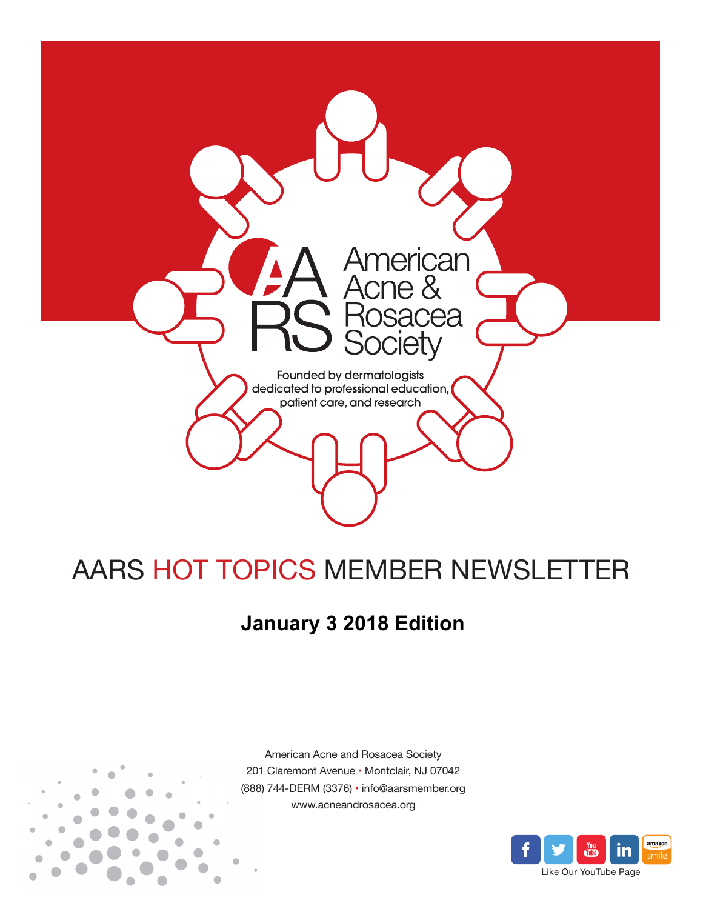American Acne & Rosacea Society

Founded by dermatologists dedicated to professional education, patient care, and research

# AARS HOT TOPICS MEMBER NEWSLETTER

## January 3 2018 Edition

American Acne and Rosacea Society
201 Claremont Avenue • Montclair, NJ 07042
(888) 744-DERM (3376) • info@aarsmember.org
www.acneandrosacea.org

Like Our YouTube Page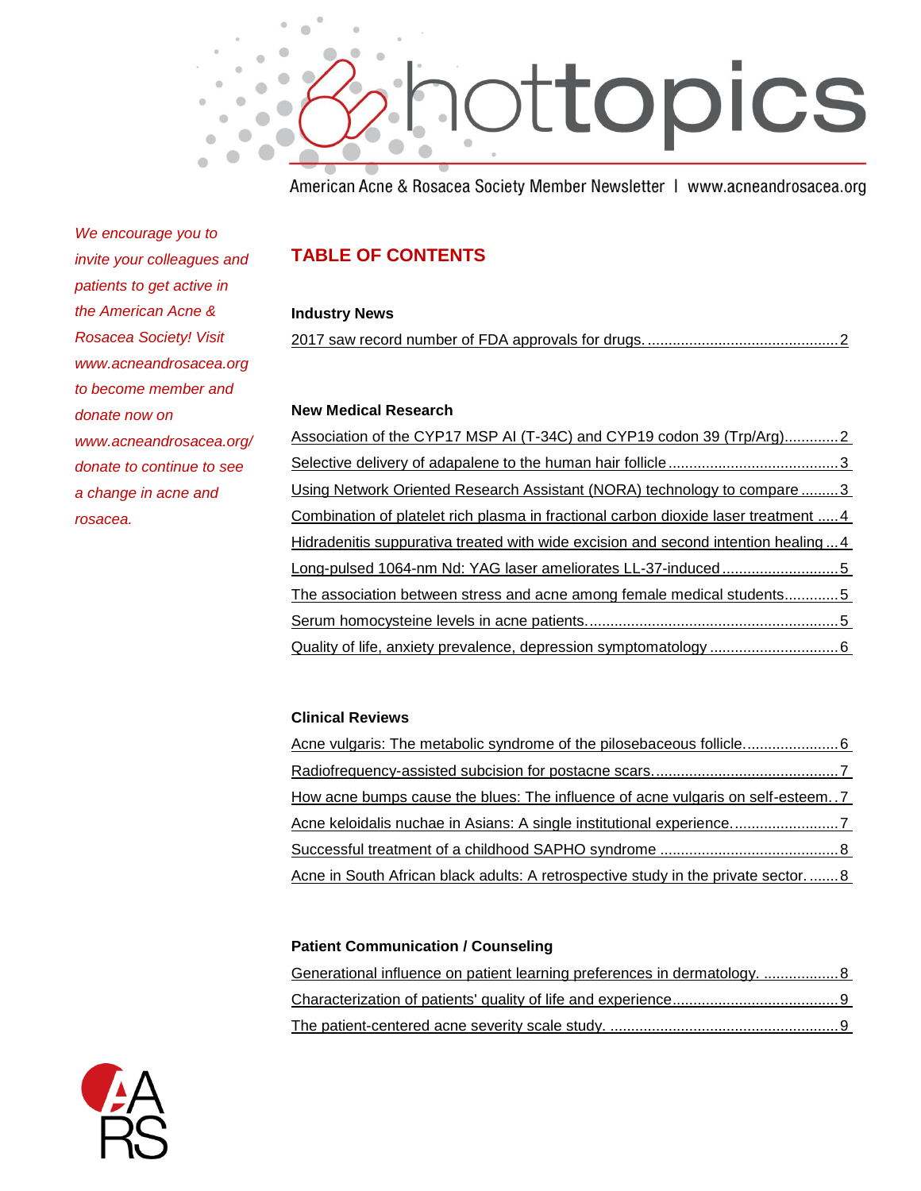# hottopics

American Acne & Rosacea Society Member Newsletter | www.acneandrosacea.org

*We encourage you to invite your colleagues and patients to get active in the American Acne & Rosacea Society! Visit www.acneandrosacea.org to become member and donate now on www.acneandrosacea.org/donate to continue to see a change in acne and rosacea.*

## TABLE OF CONTENTS

### Industry News

- 2017 saw record number of FDA approvals for drugs. .............................................. 2

### New Medical Research

- Association of the CYP17 MSP AI (T-34C) and CYP19 codon 39 (Trp/Arg)............. 2
- Selective delivery of adapalene to the human hair follicle ......................................... 3
- Using Network Oriented Research Assistant (NORA) technology to compare ......... 3
- Combination of platelet rich plasma in fractional carbon dioxide laser treatment ..... 4
- Hidradenitis suppurativa treated with wide excision and second intention healing ... 4
- Long-pulsed 1064-nm Nd: YAG laser ameliorates LL-37-induced ............................ 5
- The association between stress and acne among female medical students............. 5
- Serum homocysteine levels in acne patients. ............................................................ 5
- Quality of life, anxiety prevalence, depression symptomatology ............................... 6

### Clinical Reviews

- Acne vulgaris: The metabolic syndrome of the pilosebaceous follicle....................... 6
- Radiofrequency-assisted subcision for postacne scars. ............................................ 7
- How acne bumps cause the blues: The influence of acne vulgaris on self-esteem. . 7
- Acne keloidalis nuchae in Asians: A single institutional experience.......................... 7
- Successful treatment of a childhood SAPHO syndrome ........................................... 8
- Acne in South African black adults: A retrospective study in the private sector. ....... 8

### Patient Communication / Counseling

- Generational influence on patient learning preferences in dermatology. .................. 8
- Characterization of patients' quality of life and experience........................................ 9
- The patient-centered acne severity scale study. ....................................................... 9

AARS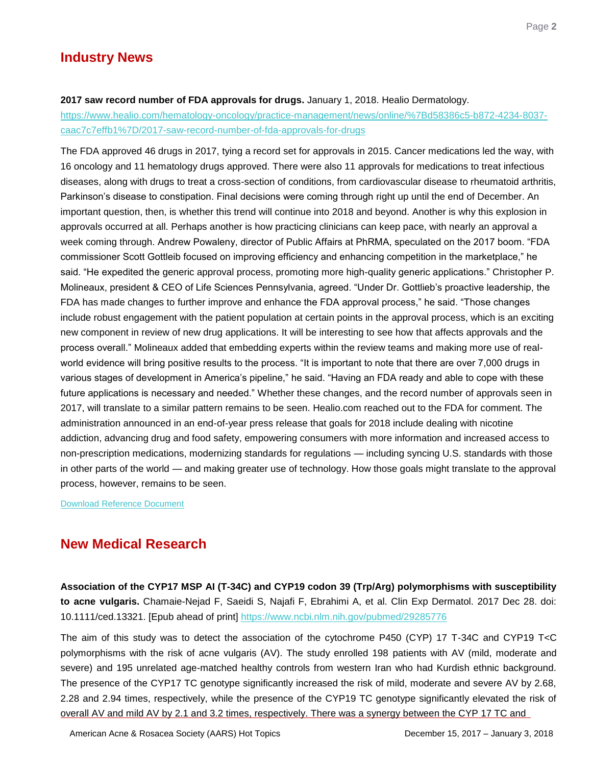## Industry News

**2017 saw record number of FDA approvals for drugs.** January 1, 2018. Healio Dermatology. [https://www.healio.com/hematology-oncology/practice-management/news/online/%7Bd58386c5-b872-4234-8037-caac7c7effb1%7D/2017-saw-record-number-of-fda-approvals-for-drugs](https://www.healio.com/hematology-oncology/practice-management/news/online/%7Bd58386c5-b872-4234-8037-caac7c7effb1%7D/2017-saw-record-number-of-fda-approvals-for-drugs)

The FDA approved 46 drugs in 2017, tying a record set for approvals in 2015. Cancer medications led the way, with 16 oncology and 11 hematology drugs approved. There were also 11 approvals for medications to treat infectious diseases, along with drugs to treat a cross-section of conditions, from cardiovascular disease to rheumatoid arthritis, Parkinson's disease to constipation. Final decisions were coming through right up until the end of December. An important question, then, is whether this trend will continue into 2018 and beyond. Another is why this explosion in approvals occurred at all. Perhaps another is how practicing clinicians can keep pace, with nearly an approval a week coming through. Andrew Powaleny, director of Public Affairs at PhRMA, speculated on the 2017 boom. "FDA commissioner Scott Gottlieb focused on improving efficiency and enhancing competition in the marketplace," he said. "He expedited the generic approval process, promoting more high-quality generic applications." Christopher P. Molineaux, president & CEO of Life Sciences Pennsylvania, agreed. "Under Dr. Gottlieb's proactive leadership, the FDA has made changes to further improve and enhance the FDA approval process," he said. "Those changes include robust engagement with the patient population at certain points in the approval process, which is an exciting new component in review of new drug applications. It will be interesting to see how that affects approvals and the process overall." Molineaux added that embedding experts within the review teams and making more use of real-world evidence will bring positive results to the process. "It is important to note that there are over 7,000 drugs in various stages of development in America's pipeline," he said. "Having an FDA ready and able to cope with these future applications is necessary and needed." Whether these changes, and the record number of approvals seen in 2017, will translate to a similar pattern remains to be seen. Healio.com reached out to the FDA for comment. The administration announced in an end-of-year press release that goals for 2018 include dealing with nicotine addiction, advancing drug and food safety, empowering consumers with more information and increased access to non-prescription medications, modernizing standards for regulations — including syncing U.S. standards with those in other parts of the world — and making greater use of technology. How those goals might translate to the approval process, however, remains to be seen.

Download Reference Document

## New Medical Research

**Association of the CYP17 MSP AI (T-34C) and CYP19 codon 39 (Trp/Arg) polymorphisms with susceptibility to acne vulgaris.** Chamaie-Nejad F, Saeidi S, Najafi F, Ebrahimi A, et al. Clin Exp Dermatol. 2017 Dec 28. doi: 10.1111/ced.13321. [Epub ahead of print] [https://www.ncbi.nlm.nih.gov/pubmed/29285776](https://www.ncbi.nlm.nih.gov/pubmed/29285776)

The aim of this study was to detect the association of the cytochrome P450 (CYP) 17 T-34C and CYP19 T<C polymorphisms with the risk of acne vulgaris (AV). The study enrolled 198 patients with AV (mild, moderate and severe) and 195 unrelated age-matched healthy controls from western Iran who had Kurdish ethnic background. The presence of the CYP17 TC genotype significantly increased the risk of mild, moderate and severe AV by 2.68, 2.28 and 2.94 times, respectively, while the presence of the CYP19 TC genotype significantly elevated the risk of overall AV and mild AV by 2.1 and 3.2 times, respectively. There was a synergy between the CYP 17 TC and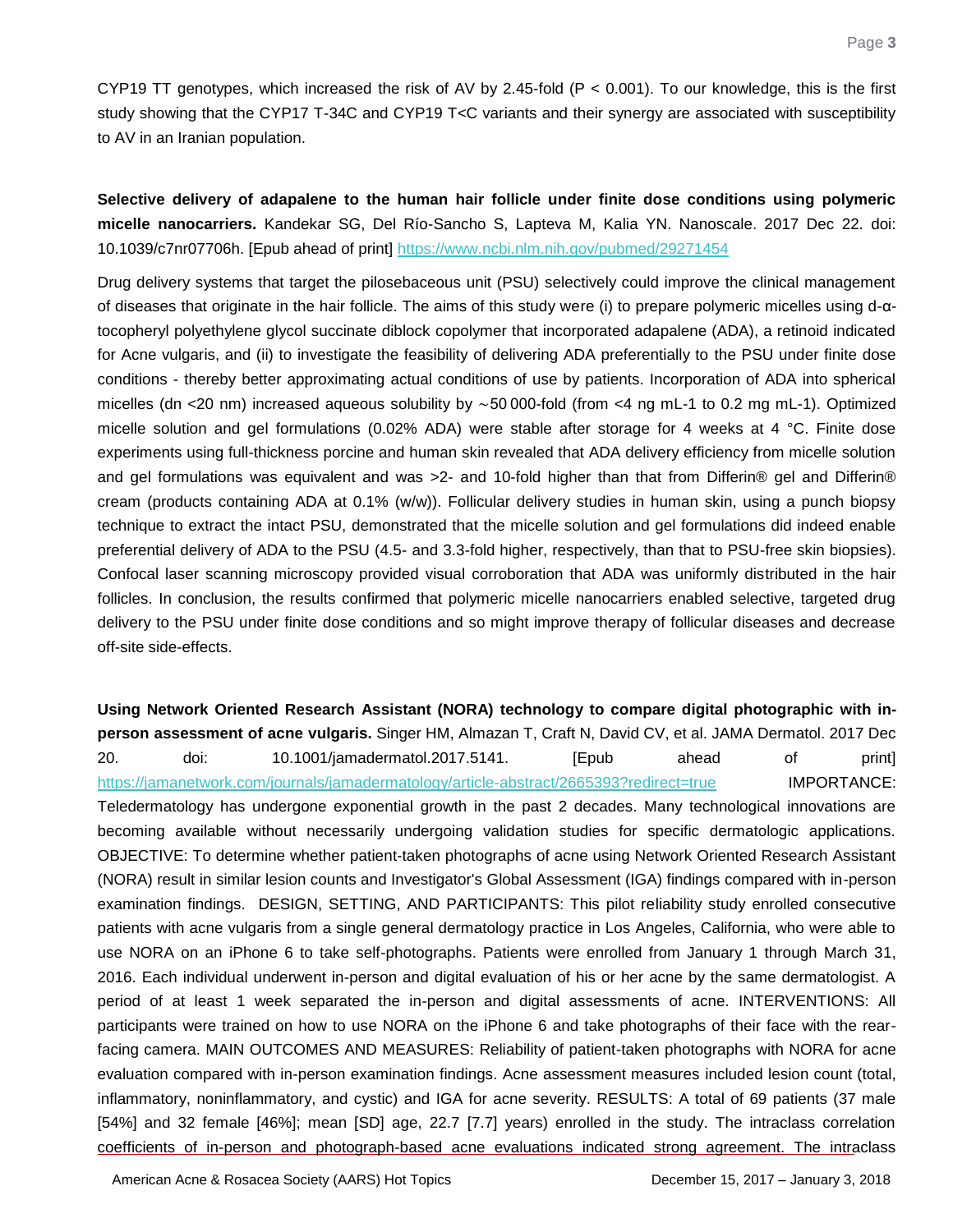CYP19 TT genotypes, which increased the risk of AV by 2.45-fold (P < 0.001). To our knowledge, this is the first study showing that the CYP17 T-34C and CYP19 T<C variants and their synergy are associated with susceptibility to AV in an Iranian population.

**Selective delivery of adapalene to the human hair follicle under finite dose conditions using polymeric micelle nanocarriers.** Kandekar SG, Del Río-Sancho S, Lapteva M, Kalia YN. Nanoscale. 2017 Dec 22. doi: 10.1039/c7nr07706h. [Epub ahead of print] https://www.ncbi.nlm.nih.gov/pubmed/29271454

Drug delivery systems that target the pilosebaceous unit (PSU) selectively could improve the clinical management of diseases that originate in the hair follicle. The aims of this study were (i) to prepare polymeric micelles using d-α-tocopheryl polyethylene glycol succinate diblock copolymer that incorporated adapalene (ADA), a retinoid indicated for Acne vulgaris, and (ii) to investigate the feasibility of delivering ADA preferentially to the PSU under finite dose conditions - thereby better approximating actual conditions of use by patients. Incorporation of ADA into spherical micelles (dn <20 nm) increased aqueous solubility by ∼50 000-fold (from <4 ng mL-1 to 0.2 mg mL-1). Optimized micelle solution and gel formulations (0.02% ADA) were stable after storage for 4 weeks at 4 °C. Finite dose experiments using full-thickness porcine and human skin revealed that ADA delivery efficiency from micelle solution and gel formulations was equivalent and was >2- and 10-fold higher than that from Differin® gel and Differin® cream (products containing ADA at 0.1% (w/w)). Follicular delivery studies in human skin, using a punch biopsy technique to extract the intact PSU, demonstrated that the micelle solution and gel formulations did indeed enable preferential delivery of ADA to the PSU (4.5- and 3.3-fold higher, respectively, than that to PSU-free skin biopsies). Confocal laser scanning microscopy provided visual corroboration that ADA was uniformly distributed in the hair follicles. In conclusion, the results confirmed that polymeric micelle nanocarriers enabled selective, targeted drug delivery to the PSU under finite dose conditions and so might improve therapy of follicular diseases and decrease off-site side-effects.

**Using Network Oriented Research Assistant (NORA) technology to compare digital photographic with in-person assessment of acne vulgaris.** Singer HM, Almazan T, Craft N, David CV, et al. JAMA Dermatol. 2017 Dec 20. doi: 10.1001/jamadermatol.2017.5141. [Epub ahead of print] https://jamanetwork.com/journals/jamadermatology/article-abstract/2665393?redirect=true IMPORTANCE: Teledermatology has undergone exponential growth in the past 2 decades. Many technological innovations are becoming available without necessarily undergoing validation studies for specific dermatologic applications. OBJECTIVE: To determine whether patient-taken photographs of acne using Network Oriented Research Assistant (NORA) result in similar lesion counts and Investigator's Global Assessment (IGA) findings compared with in-person examination findings. DESIGN, SETTING, AND PARTICIPANTS: This pilot reliability study enrolled consecutive patients with acne vulgaris from a single general dermatology practice in Los Angeles, California, who were able to use NORA on an iPhone 6 to take self-photographs. Patients were enrolled from January 1 through March 31, 2016. Each individual underwent in-person and digital evaluation of his or her acne by the same dermatologist. A period of at least 1 week separated the in-person and digital assessments of acne. INTERVENTIONS: All participants were trained on how to use NORA on the iPhone 6 and take photographs of their face with the rear-facing camera. MAIN OUTCOMES AND MEASURES: Reliability of patient-taken photographs with NORA for acne evaluation compared with in-person examination findings. Acne assessment measures included lesion count (total, inflammatory, noninflammatory, and cystic) and IGA for acne severity. RESULTS: A total of 69 patients (37 male [54%] and 32 female [46%]; mean [SD] age, 22.7 [7.7] years) enrolled in the study. The intraclass correlation coefficients of in-person and photograph-based acne evaluations indicated strong agreement. The intraclass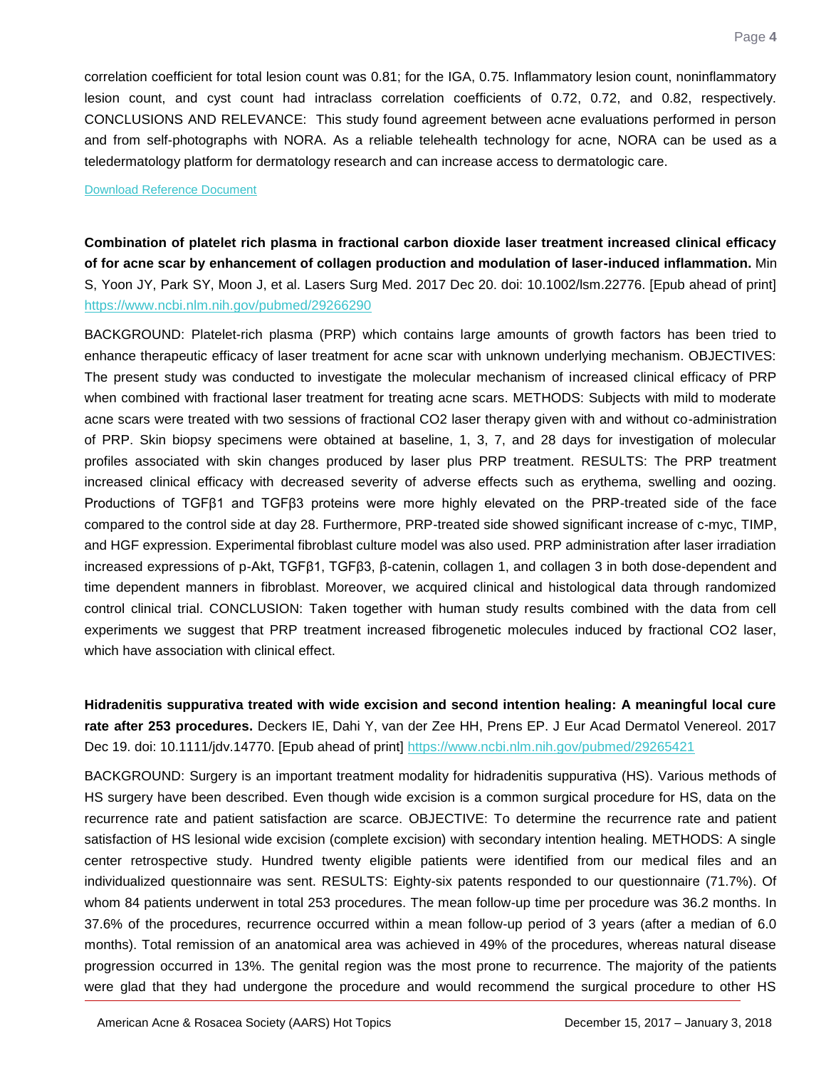correlation coefficient for total lesion count was 0.81; for the IGA, 0.75. Inflammatory lesion count, noninflammatory lesion count, and cyst count had intraclass correlation coefficients of 0.72, 0.72, and 0.82, respectively. CONCLUSIONS AND RELEVANCE: This study found agreement between acne evaluations performed in person and from self-photographs with NORA. As a reliable telehealth technology for acne, NORA can be used as a teledermatology platform for dermatology research and can increase access to dermatologic care.

Download Reference Document

**Combination of platelet rich plasma in fractional carbon dioxide laser treatment increased clinical efficacy of for acne scar by enhancement of collagen production and modulation of laser-induced inflammation.** Min S, Yoon JY, Park SY, Moon J, et al. Lasers Surg Med. 2017 Dec 20. doi: 10.1002/lsm.22776. [Epub ahead of print] https://www.ncbi.nlm.nih.gov/pubmed/29266290

BACKGROUND: Platelet-rich plasma (PRP) which contains large amounts of growth factors has been tried to enhance therapeutic efficacy of laser treatment for acne scar with unknown underlying mechanism. OBJECTIVES: The present study was conducted to investigate the molecular mechanism of increased clinical efficacy of PRP when combined with fractional laser treatment for treating acne scars. METHODS: Subjects with mild to moderate acne scars were treated with two sessions of fractional $CO_2$ laser therapy given with and without co-administration of PRP. Skin biopsy specimens were obtained at baseline, 1, 3, 7, and 28 days for investigation of molecular profiles associated with skin changes produced by laser plus PRP treatment. RESULTS: The PRP treatment increased clinical efficacy with decreased severity of adverse effects such as erythema, swelling and oozing. Productions of TGFβ1 and TGFβ3 proteins were more highly elevated on the PRP-treated side of the face compared to the control side at day 28. Furthermore, PRP-treated side showed significant increase of c-myc, TIMP, and HGF expression. Experimental fibroblast culture model was also used. PRP administration after laser irradiation increased expressions of p-Akt, TGFβ1, TGFβ3, β-catenin, collagen 1, and collagen 3 in both dose-dependent and time dependent manners in fibroblast. Moreover, we acquired clinical and histological data through randomized control clinical trial. CONCLUSION: Taken together with human study results combined with the data from cell experiments we suggest that PRP treatment increased fibrogenetic molecules induced by fractional $CO_2$ laser, which have association with clinical effect.

**Hidradenitis suppurativa treated with wide excision and second intention healing: A meaningful local cure rate after 253 procedures.** Deckers IE, Dahi Y, van der Zee HH, Prens EP. J Eur Acad Dermatol Venereol. 2017 Dec 19. doi: 10.1111/jdv.14770. [Epub ahead of print] https://www.ncbi.nlm.nih.gov/pubmed/29265421

BACKGROUND: Surgery is an important treatment modality for hidradenitis suppurativa (HS). Various methods of HS surgery have been described. Even though wide excision is a common surgical procedure for HS, data on the recurrence rate and patient satisfaction are scarce. OBJECTIVE: To determine the recurrence rate and patient satisfaction of HS lesional wide excision (complete excision) with secondary intention healing. METHODS: A single center retrospective study. Hundred twenty eligible patients were identified from our medical files and an individualized questionnaire was sent. RESULTS: Eighty-six patents responded to our questionnaire (71.7%). Of whom 84 patients underwent in total 253 procedures. The mean follow-up time per procedure was 36.2 months. In 37.6% of the procedures, recurrence occurred within a mean follow-up period of 3 years (after a median of 6.0 months). Total remission of an anatomical area was achieved in 49% of the procedures, whereas natural disease progression occurred in 13%. The genital region was the most prone to recurrence. The majority of the patients were glad that they had undergone the procedure and would recommend the surgical procedure to other HS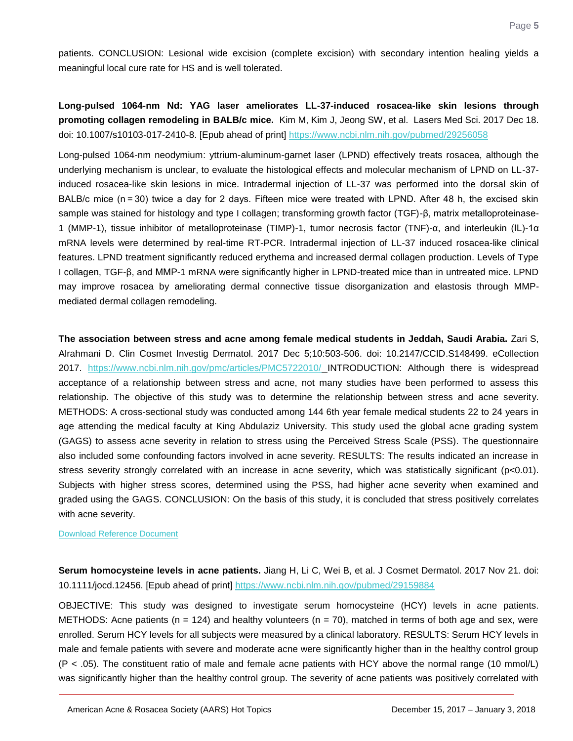patients. CONCLUSION: Lesional wide excision (complete excision) with secondary intention healing yields a meaningful local cure rate for HS and is well tolerated.

**Long-pulsed 1064-nm Nd: YAG laser ameliorates LL-37-induced rosacea-like skin lesions through promoting collagen remodeling in BALB/c mice.** Kim M, Kim J, Jeong SW, et al. Lasers Med Sci. 2017 Dec 18. doi: 10.1007/s10103-017-2410-8. [Epub ahead of print] https://www.ncbi.nlm.nih.gov/pubmed/29256058

Long-pulsed 1064-nm neodymium: yttrium-aluminum-garnet laser (LPND) effectively treats rosacea, although the underlying mechanism is unclear, to evaluate the histological effects and molecular mechanism of LPND on LL-37-induced rosacea-like skin lesions in mice. Intradermal injection of LL-37 was performed into the dorsal skin of BALB/c mice (n = 30) twice a day for 2 days. Fifteen mice were treated with LPND. After 48 h, the excised skin sample was stained for histology and type I collagen; transforming growth factor (TGF)-β, matrix metalloproteinase-1 (MMP-1), tissue inhibitor of metalloproteinase (TIMP)-1, tumor necrosis factor (TNF)-α, and interleukin (IL)-1α mRNA levels were determined by real-time RT-PCR. Intradermal injection of LL-37 induced rosacea-like clinical features. LPND treatment significantly reduced erythema and increased dermal collagen production. Levels of Type I collagen, TGF-β, and MMP-1 mRNA were significantly higher in LPND-treated mice than in untreated mice. LPND may improve rosacea by ameliorating dermal connective tissue disorganization and elastosis through MMP-mediated dermal collagen remodeling.

**The association between stress and acne among female medical students in Jeddah, Saudi Arabia.** Zari S, Alrahmani D. Clin Cosmet Investig Dermatol. 2017 Dec 5;10:503-506. doi: 10.2147/CCID.S148499. eCollection 2017. https://www.ncbi.nlm.nih.gov/pmc/articles/PMC5722010/ INTRODUCTION: Although there is widespread acceptance of a relationship between stress and acne, not many studies have been performed to assess this relationship. The objective of this study was to determine the relationship between stress and acne severity. METHODS: A cross-sectional study was conducted among 144 6th year female medical students 22 to 24 years in age attending the medical faculty at King Abdulaziz University. This study used the global acne grading system (GAGS) to assess acne severity in relation to stress using the Perceived Stress Scale (PSS). The questionnaire also included some confounding factors involved in acne severity. RESULTS: The results indicated an increase in stress severity strongly correlated with an increase in acne severity, which was statistically significant ($p<0.01$). Subjects with higher stress scores, determined using the PSS, had higher acne severity when examined and graded using the GAGS. CONCLUSION: On the basis of this study, it is concluded that stress positively correlates with acne severity.

Download Reference Document

**Serum homocysteine levels in acne patients.** Jiang H, Li C, Wei B, et al. J Cosmet Dermatol. 2017 Nov 21. doi: 10.1111/jocd.12456. [Epub ahead of print] https://www.ncbi.nlm.nih.gov/pubmed/29159884

OBJECTIVE: This study was designed to investigate serum homocysteine (HCY) levels in acne patients. METHODS: Acne patients (n = 124) and healthy volunteers (n = 70), matched in terms of both age and sex, were enrolled. Serum HCY levels for all subjects were measured by a clinical laboratory. RESULTS: Serum HCY levels in male and female patients with severe and moderate acne were significantly higher than in the healthy control group ($P < .05$). The constituent ratio of male and female acne patients with HCY above the normal range (10 mmol/L) was significantly higher than the healthy control group. The severity of acne patients was positively correlated with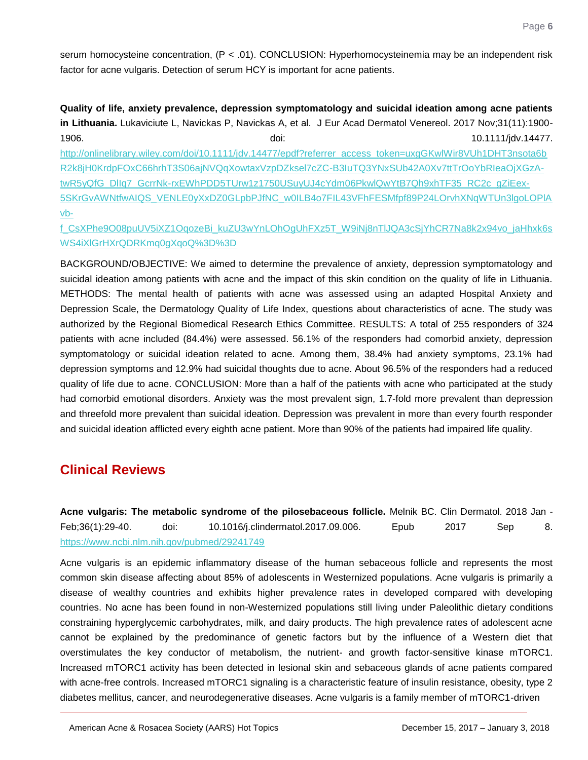serum homocysteine concentration, (P < .01). CONCLUSION: Hyperhomocysteinemia may be an independent risk factor for acne vulgaris. Detection of serum HCY is important for acne patients.

**Quality of life, anxiety prevalence, depression symptomatology and suicidal ideation among acne patients in Lithuania.** Lukaviciute L, Navickas P, Navickas A, et al. J Eur Acad Dermatol Venereol. 2017 Nov;31(11):1900-1906. doi: 10.1111/jdv.14477. http://onlinelibrary.wiley.com/doi/10.1111/jdv.14477/epdf?referrer_access_token=uxgGKwlWir8VUh1DHT3nsota6bR2k8jH0KrdpFOxC66hrhT3S06ajNVQqXowtaxVzpDZksel7cZC-B3IuTQ3YNxSUb42A0Xv7ttTrOoYbRIeaOjXGzA-twR5yQfG_DlIq7_GcrrNk-rxEWhPDD5TUrw1z1750USuyUJ4cYdm06PkwlQwYtB7Qh9xhTF35_RC2c_gZiEex-5SKrGvAWNtfwAIQS_VENLE0yXxDZ0GLpbPJfNC_w0ILB4o7FIL43VFhFESMfpf89P24LOrvhXNqWTUn3lgoLOPlAvb-f_CsXPhe9O08puUV5iXZ1OqozeBi_kuZU3wYnLOhOgUhFXz5T_W9iNj8nTlJQA3cSjYhCR7Na8k2x94vo_jaHhxk6sWS4iXlGrHXrQDRKmq0gXqoQ%3D%3D

BACKGROUND/OBJECTIVE: We aimed to determine the prevalence of anxiety, depression symptomatology and suicidal ideation among patients with acne and the impact of this skin condition on the quality of life in Lithuania. METHODS: The mental health of patients with acne was assessed using an adapted Hospital Anxiety and Depression Scale, the Dermatology Quality of Life Index, questions about characteristics of acne. The study was authorized by the Regional Biomedical Research Ethics Committee. RESULTS: A total of 255 responders of 324 patients with acne included (84.4%) were assessed. 56.1% of the responders had comorbid anxiety, depression symptomatology or suicidal ideation related to acne. Among them, 38.4% had anxiety symptoms, 23.1% had depression symptoms and 12.9% had suicidal thoughts due to acne. About 96.5% of the responders had a reduced quality of life due to acne. CONCLUSION: More than a half of the patients with acne who participated at the study had comorbid emotional disorders. Anxiety was the most prevalent sign, 1.7-fold more prevalent than depression and threefold more prevalent than suicidal ideation. Depression was prevalent in more than every fourth responder and suicidal ideation afflicted every eighth acne patient. More than 90% of the patients had impaired life quality.

## Clinical Reviews

**Acne vulgaris: The metabolic syndrome of the pilosebaceous follicle.** Melnik BC. Clin Dermatol. 2018 Jan-Feb;36(1):29-40. doi: 10.1016/j.clindermatol.2017.09.006. Epub 2017 Sep 8. https://www.ncbi.nlm.nih.gov/pubmed/29241749

Acne vulgaris is an epidemic inflammatory disease of the human sebaceous follicle and represents the most common skin disease affecting about 85% of adolescents in Westernized populations. Acne vulgaris is primarily a disease of wealthy countries and exhibits higher prevalence rates in developed compared with developing countries. No acne has been found in non-Westernized populations still living under Paleolithic dietary conditions constraining hyperglycemic carbohydrates, milk, and dairy products. The high prevalence rates of adolescent acne cannot be explained by the predominance of genetic factors but by the influence of a Western diet that overstimulates the key conductor of metabolism, the nutrient- and growth factor-sensitive kinase mTORC1. Increased mTORC1 activity has been detected in lesional skin and sebaceous glands of acne patients compared with acne-free controls. Increased mTORC1 signaling is a characteristic feature of insulin resistance, obesity, type 2 diabetes mellitus, cancer, and neurodegenerative diseases. Acne vulgaris is a family member of mTORC1-driven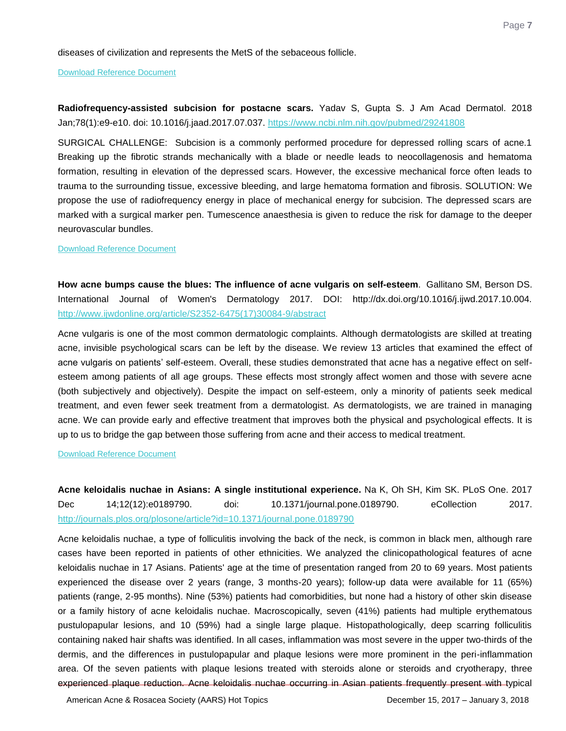diseases of civilization and represents the MetS of the sebaceous follicle.

[Download Reference Document]

**Radiofrequency-assisted subcision for postacne scars.** Yadav S, Gupta S. J Am Acad Dermatol. 2018 Jan;78(1):e9-e10. doi: 10.1016/j.jaad.2017.07.037. https://www.ncbi.nlm.nih.gov/pubmed/29241808

SURGICAL CHALLENGE: Subcision is a commonly performed procedure for depressed rolling scars of acne.1 Breaking up the fibrotic strands mechanically with a blade or needle leads to neocollagenosis and hematoma formation, resulting in elevation of the depressed scars. However, the excessive mechanical force often leads to trauma to the surrounding tissue, excessive bleeding, and large hematoma formation and fibrosis. SOLUTION: We propose the use of radiofrequency energy in place of mechanical energy for subcision. The depressed scars are marked with a surgical marker pen. Tumescence anaesthesia is given to reduce the risk for damage to the deeper neurovascular bundles.

[Download Reference Document]

**How acne bumps cause the blues: The influence of acne vulgaris on self-esteem**. Gallitano SM, Berson DS. International Journal of Women's Dermatology 2017. DOI: http://dx.doi.org/10.1016/j.ijwd.2017.10.004. http://www.ijwdonline.org/article/S2352-6475(17)30084-9/abstract

Acne vulgaris is one of the most common dermatologic complaints. Although dermatologists are skilled at treating acne, invisible psychological scars can be left by the disease. We review 13 articles that examined the effect of acne vulgaris on patients' self-esteem. Overall, these studies demonstrated that acne has a negative effect on self-esteem among patients of all age groups. These effects most strongly affect women and those with severe acne (both subjectively and objectively). Despite the impact on self-esteem, only a minority of patients seek medical treatment, and even fewer seek treatment from a dermatologist. As dermatologists, we are trained in managing acne. We can provide early and effective treatment that improves both the physical and psychological effects. It is up to us to bridge the gap between those suffering from acne and their access to medical treatment.

[Download Reference Document]

**Acne keloidalis nuchae in Asians: A single institutional experience.** Na K, Oh SH, Kim SK. PLoS One. 2017 Dec 14;12(12):e0189790. doi: 10.1371/journal.pone.0189790. eCollection 2017. http://journals.plos.org/plosone/article?id=10.1371/journal.pone.0189790

Acne keloidalis nuchae, a type of folliculitis involving the back of the neck, is common in black men, although rare cases have been reported in patients of other ethnicities. We analyzed the clinicopathological features of acne keloidalis nuchae in 17 Asians. Patients' age at the time of presentation ranged from 20 to 69 years. Most patients experienced the disease over 2 years (range, 3 months-20 years); follow-up data were available for 11 (65%) patients (range, 2-95 months). Nine (53%) patients had comorbidities, but none had a history of other skin disease or a family history of acne keloidalis nuchae. Macroscopically, seven (41%) patients had multiple erythematous pustulopapular lesions, and 10 (59%) had a single large plaque. Histopathologically, deep scarring folliculitis containing naked hair shafts was identified. In all cases, inflammation was most severe in the upper two-thirds of the dermis, and the differences in pustulopapular and plaque lesions were more prominent in the peri-inflammation area. Of the seven patients with plaque lesions treated with steroids alone or steroids and cryotherapy, three experienced plaque reduction. Acne keloidalis nuchae occurring in Asian patients frequently present with typical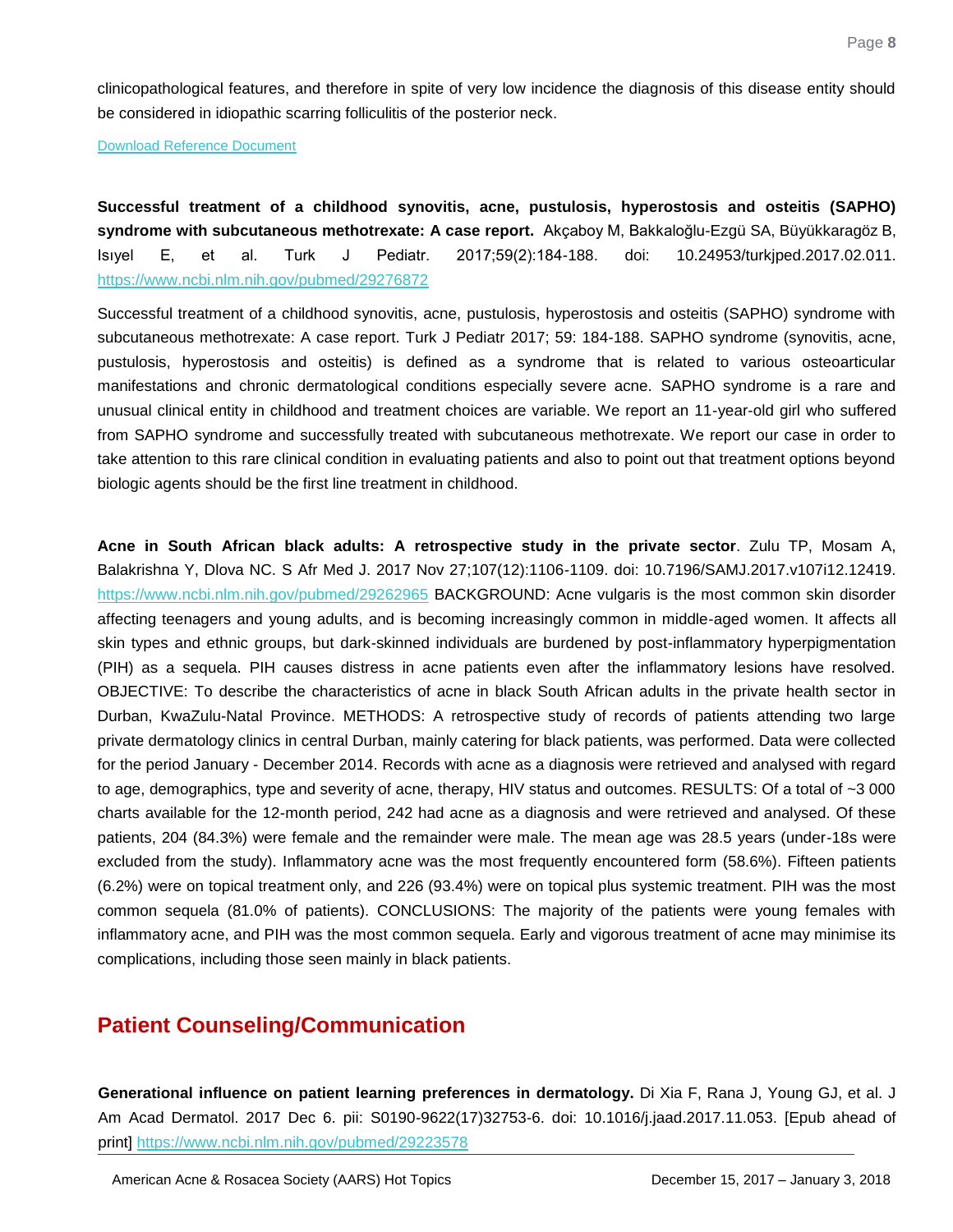clinicopathological features, and therefore in spite of very low incidence the diagnosis of this disease entity should be considered in idiopathic scarring folliculitis of the posterior neck.

[Download Reference Document]

**Successful treatment of a childhood synovitis, acne, pustulosis, hyperostosis and osteitis (SAPHO) syndrome with subcutaneous methotrexate: A case report.** Akçaboy M, Bakkaloğlu-Ezgü SA, Büyükkaragöz B, Isıyel E, et al. Turk J Pediatr. 2017;59(2):184-188. doi: 10.24953/turkjped.2017.02.011. https://www.ncbi.nlm.nih.gov/pubmed/29276872

Successful treatment of a childhood synovitis, acne, pustulosis, hyperostosis and osteitis (SAPHO) syndrome with subcutaneous methotrexate: A case report. Turk J Pediatr 2017; 59: 184-188. SAPHO syndrome (synovitis, acne, pustulosis, hyperostosis and osteitis) is defined as a syndrome that is related to various osteoarticular manifestations and chronic dermatological conditions especially severe acne. SAPHO syndrome is a rare and unusual clinical entity in childhood and treatment choices are variable. We report an 11-year-old girl who suffered from SAPHO syndrome and successfully treated with subcutaneous methotrexate. We report our case in order to take attention to this rare clinical condition in evaluating patients and also to point out that treatment options beyond biologic agents should be the first line treatment in childhood.

**Acne in South African black adults: A retrospective study in the private sector**. Zulu TP, Mosam A, Balakrishna Y, Dlova NC. S Afr Med J. 2017 Nov 27;107(12):1106-1109. doi: 10.7196/SAMJ.2017.v107i12.12419. https://www.ncbi.nlm.nih.gov/pubmed/29262965 BACKGROUND: Acne vulgaris is the most common skin disorder affecting teenagers and young adults, and is becoming increasingly common in middle-aged women. It affects all skin types and ethnic groups, but dark-skinned individuals are burdened by post-inflammatory hyperpigmentation (PIH) as a sequela. PIH causes distress in acne patients even after the inflammatory lesions have resolved. OBJECTIVE: To describe the characteristics of acne in black South African adults in the private health sector in Durban, KwaZulu-Natal Province. METHODS: A retrospective study of records of patients attending two large private dermatology clinics in central Durban, mainly catering for black patients, was performed. Data were collected for the period January - December 2014. Records with acne as a diagnosis were retrieved and analysed with regard to age, demographics, type and severity of acne, therapy, HIV status and outcomes. RESULTS: Of a total of ~3 000 charts available for the 12-month period, 242 had acne as a diagnosis and were retrieved and analysed. Of these patients, 204 (84.3%) were female and the remainder were male. The mean age was 28.5 years (under-18s were excluded from the study). Inflammatory acne was the most frequently encountered form (58.6%). Fifteen patients (6.2%) were on topical treatment only, and 226 (93.4%) were on topical plus systemic treatment. PIH was the most common sequela (81.0% of patients). CONCLUSIONS: The majority of the patients were young females with inflammatory acne, and PIH was the most common sequela. Early and vigorous treatment of acne may minimise its complications, including those seen mainly in black patients.

## Patient Counseling/Communication

**Generational influence on patient learning preferences in dermatology.** Di Xia F, Rana J, Young GJ, et al. J Am Acad Dermatol. 2017 Dec 6. pii: S0190-9622(17)32753-6. doi: 10.1016/j.jaad.2017.11.053. [Epub ahead of print] https://www.ncbi.nlm.nih.gov/pubmed/29223578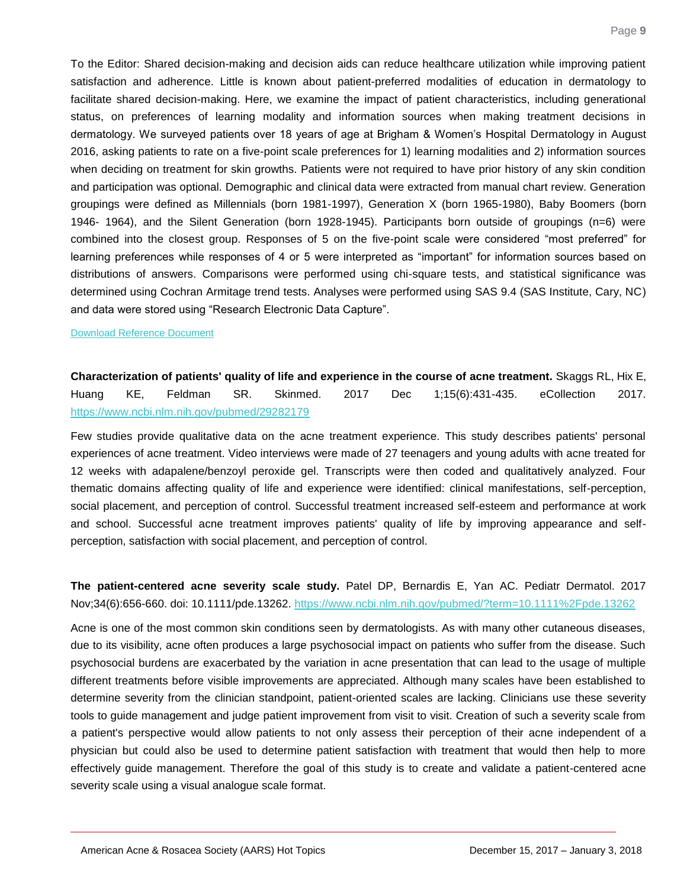To the Editor: Shared decision-making and decision aids can reduce healthcare utilization while improving patient satisfaction and adherence. Little is known about patient-preferred modalities of education in dermatology to facilitate shared decision-making. Here, we examine the impact of patient characteristics, including generational status, on preferences of learning modality and information sources when making treatment decisions in dermatology. We surveyed patients over 18 years of age at Brigham & Women's Hospital Dermatology in August 2016, asking patients to rate on a five-point scale preferences for 1) learning modalities and 2) information sources when deciding on treatment for skin growths. Patients were not required to have prior history of any skin condition and participation was optional. Demographic and clinical data were extracted from manual chart review. Generation groupings were defined as Millennials (born 1981-1997), Generation X (born 1965-1980), Baby Boomers (born 1946- 1964), and the Silent Generation (born 1928-1945). Participants born outside of groupings (n=6) were combined into the closest group. Responses of 5 on the five-point scale were considered "most preferred" for learning preferences while responses of 4 or 5 were interpreted as "important" for information sources based on distributions of answers. Comparisons were performed using chi-square tests, and statistical significance was determined using Cochran Armitage trend tests. Analyses were performed using SAS 9.4 (SAS Institute, Cary, NC) and data were stored using "Research Electronic Data Capture".

Download Reference Document

**Characterization of patients' quality of life and experience in the course of acne treatment.** Skaggs RL, Hix E, Huang KE, Feldman SR. Skinmed. 2017 Dec 1;15(6):431-435. eCollection 2017. https://www.ncbi.nlm.nih.gov/pubmed/29282179

Few studies provide qualitative data on the acne treatment experience. This study describes patients' personal experiences of acne treatment. Video interviews were made of 27 teenagers and young adults with acne treated for 12 weeks with adapalene/benzoyl peroxide gel. Transcripts were then coded and qualitatively analyzed. Four thematic domains affecting quality of life and experience were identified: clinical manifestations, self-perception, social placement, and perception of control. Successful treatment increased self-esteem and performance at work and school. Successful acne treatment improves patients' quality of life by improving appearance and self-perception, satisfaction with social placement, and perception of control.

**The patient-centered acne severity scale study.** Patel DP, Bernardis E, Yan AC. Pediatr Dermatol. 2017 Nov;34(6):656-660. doi: 10.1111/pde.13262. https://www.ncbi.nlm.nih.gov/pubmed/?term=10.1111%2Fpde.13262

Acne is one of the most common skin conditions seen by dermatologists. As with many other cutaneous diseases, due to its visibility, acne often produces a large psychosocial impact on patients who suffer from the disease. Such psychosocial burdens are exacerbated by the variation in acne presentation that can lead to the usage of multiple different treatments before visible improvements are appreciated. Although many scales have been established to determine severity from the clinician standpoint, patient-oriented scales are lacking. Clinicians use these severity tools to guide management and judge patient improvement from visit to visit. Creation of such a severity scale from a patient's perspective would allow patients to not only assess their perception of their acne independent of a physician but could also be used to determine patient satisfaction with treatment that would then help to more effectively guide management. Therefore the goal of this study is to create and validate a patient-centered acne severity scale using a visual analogue scale format.